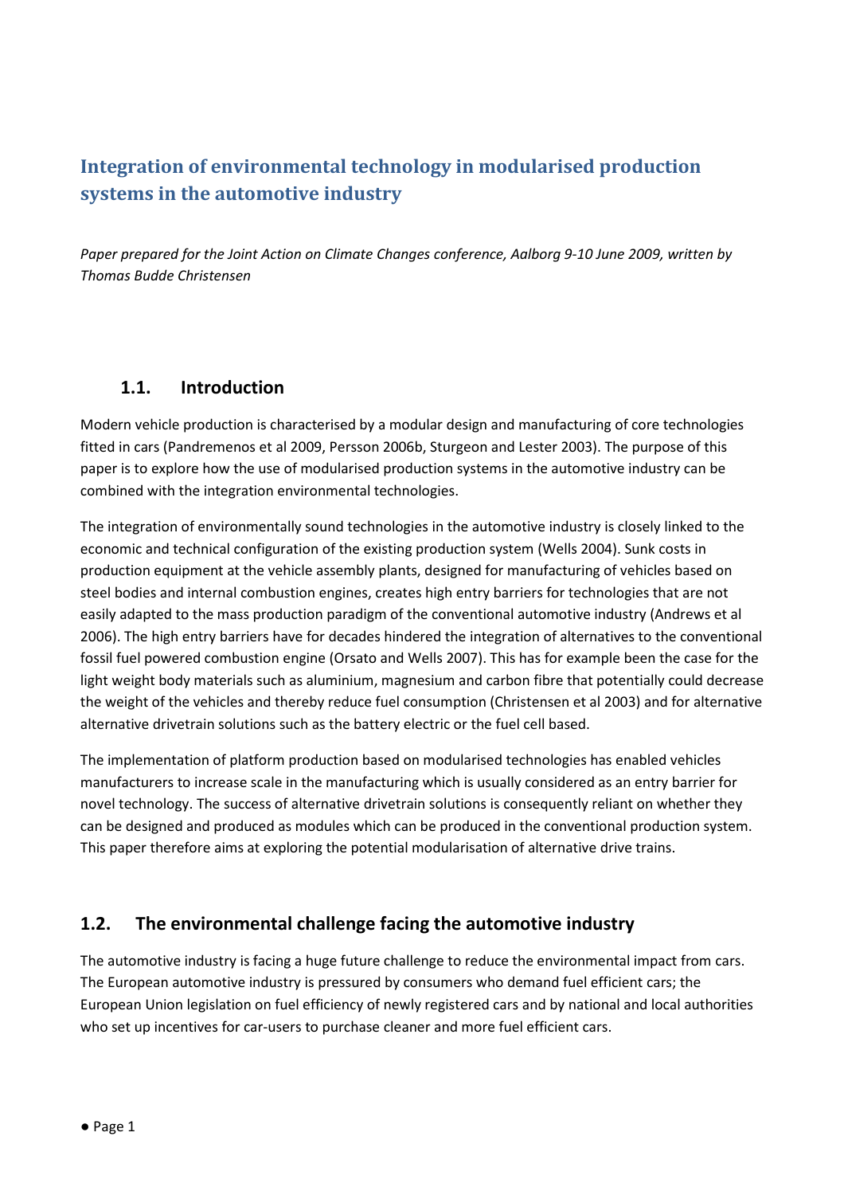# Integration of environmental technology in modularised production systems in the automotive industry

*Paper prepared for the Joint Action on Climate Changes conference, Aalborg 9-10 June 2009, written by Thomas Budde Christensen*

## 1.1. Introduction

Modern vehicle production is characterised by a modular design and manufacturing of core technologies fitted in cars (Pandremenos et al 2009, Persson 2006b, Sturgeon and Lester 2003). The purpose of this paper is to explore how the use of modularised production systems in the automotive industry can be combined with the integration environmental technologies.

The integration of environmentally sound technologies in the automotive industry is closely linked to the economic and technical configuration of the existing production system (Wells 2004). Sunk costs in production equipment at the vehicle assembly plants, designed for manufacturing of vehicles based on steel bodies and internal combustion engines, creates high entry barriers for technologies that are not easily adapted to the mass production paradigm of the conventional automotive industry (Andrews et al 2006). The high entry barriers have for decades hindered the integration of alternatives to the conventional fossil fuel powered combustion engine (Orsato and Wells 2007). This has for example been the case for the light weight body materials such as aluminium, magnesium and carbon fibre that potentially could decrease the weight of the vehicles and thereby reduce fuel consumption (Christensen et al 2003) and for alternative alternative drivetrain solutions such as the battery electric or the fuel cell based.

The implementation of platform production based on modularised technologies has enabled vehicles manufacturers to increase scale in the manufacturing which is usually considered as an entry barrier for novel technology. The success of alternative drivetrain solutions is consequently reliant on whether they can be designed and produced as modules which can be produced in the conventional production system. This paper therefore aims at exploring the potential modularisation of alternative drive trains.

## 1.2. The environmental challenge facing the automotive industry

The automotive industry is facing a huge future challenge to reduce the environmental impact from cars. The European automotive industry is pressured by consumers who demand fuel efficient cars; the European Union legislation on fuel efficiency of newly registered cars and by national and local authorities who set up incentives for car-users to purchase cleaner and more fuel efficient cars.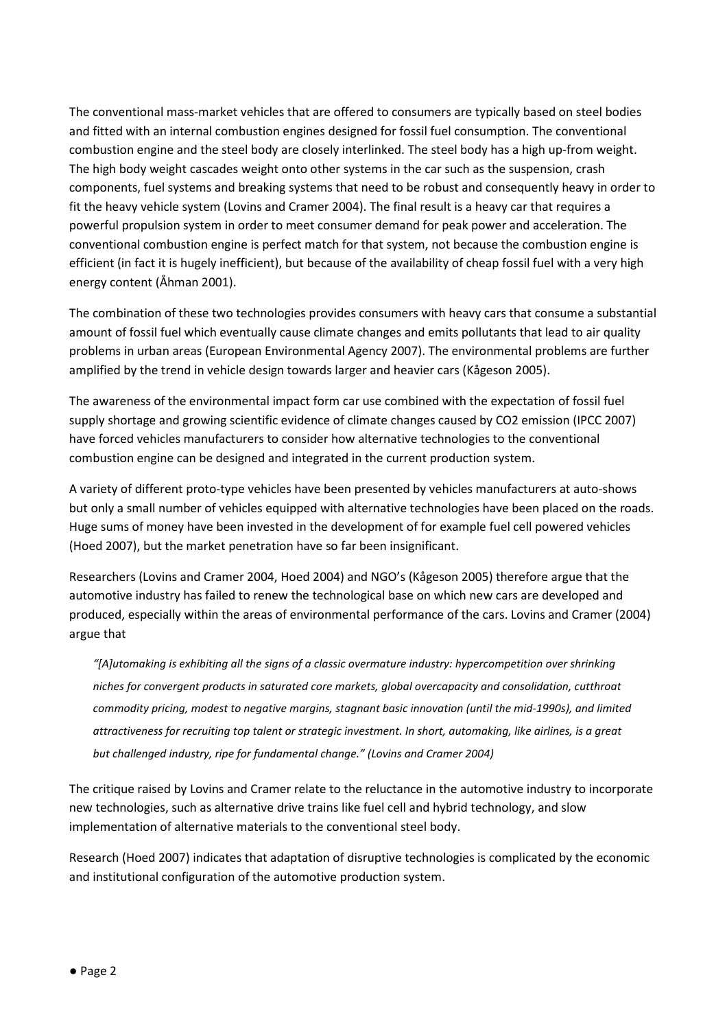The conventional mass-market vehicles that are offered to consumers are typically based on steel bodies and fitted with an internal combustion engines designed for fossil fuel consumption. The conventional combustion engine and the steel body are closely interlinked. The steel body has a high up-from weight. The high body weight cascades weight onto other systems in the car such as the suspension, crash components, fuel systems and breaking systems that need to be robust and consequently heavy in order to fit the heavy vehicle system (Lovins and Cramer 2004). The final result is a heavy car that requires a powerful propulsion system in order to meet consumer demand for peak power and acceleration. The conventional combustion engine is perfect match for that system, not because the combustion engine is efficient (in fact it is hugely inefficient), but because of the availability of cheap fossil fuel with a very high energy content (Åhman 2001).

The combination of these two technologies provides consumers with heavy cars that consume a substantial amount of fossil fuel which eventually cause climate changes and emits pollutants that lead to air quality problems in urban areas (European Environmental Agency 2007). The environmental problems are further amplified by the trend in vehicle design towards larger and heavier cars (Kågeson 2005).

The awareness of the environmental impact form car use combined with the expectation of fossil fuel supply shortage and growing scientific evidence of climate changes caused by CO2 emission (IPCC 2007) have forced vehicles manufacturers to consider how alternative technologies to the conventional combustion engine can be designed and integrated in the current production system.

A variety of different proto-type vehicles have been presented by vehicles manufacturers at auto-shows but only a small number of vehicles equipped with alternative technologies have been placed on the roads. Huge sums of money have been invested in the development of for example fuel cell powered vehicles (Hoed 2007), but the market penetration have so far been insignificant.

Researchers (Lovins and Cramer 2004, Hoed 2004) and NGO's (Kågeson 2005) therefore argue that the automotive industry has failed to renew the technological base on which new cars are developed and produced, especially within the areas of environmental performance of the cars. Lovins and Cramer (2004) argue that

> *"[A]utomaking is exhibiting all the signs of a classic overmature industry: hypercompetition over shrinking niches for convergent products in saturated core markets, global overcapacity and consolidation, cutthroat commodity pricing, modest to negative margins, stagnant basic innovation (until the mid-1990s), and limited attractiveness for recruiting top talent or strategic investment. In short, automaking, like airlines, is a great but challenged industry, ripe for fundamental change." (Lovins and Cramer 2004)*

The critique raised by Lovins and Cramer relate to the reluctance in the automotive industry to incorporate new technologies, such as alternative drive trains like fuel cell and hybrid technology, and slow implementation of alternative materials to the conventional steel body.

Research (Hoed 2007) indicates that adaptation of disruptive technologies is complicated by the economic and institutional configuration of the automotive production system.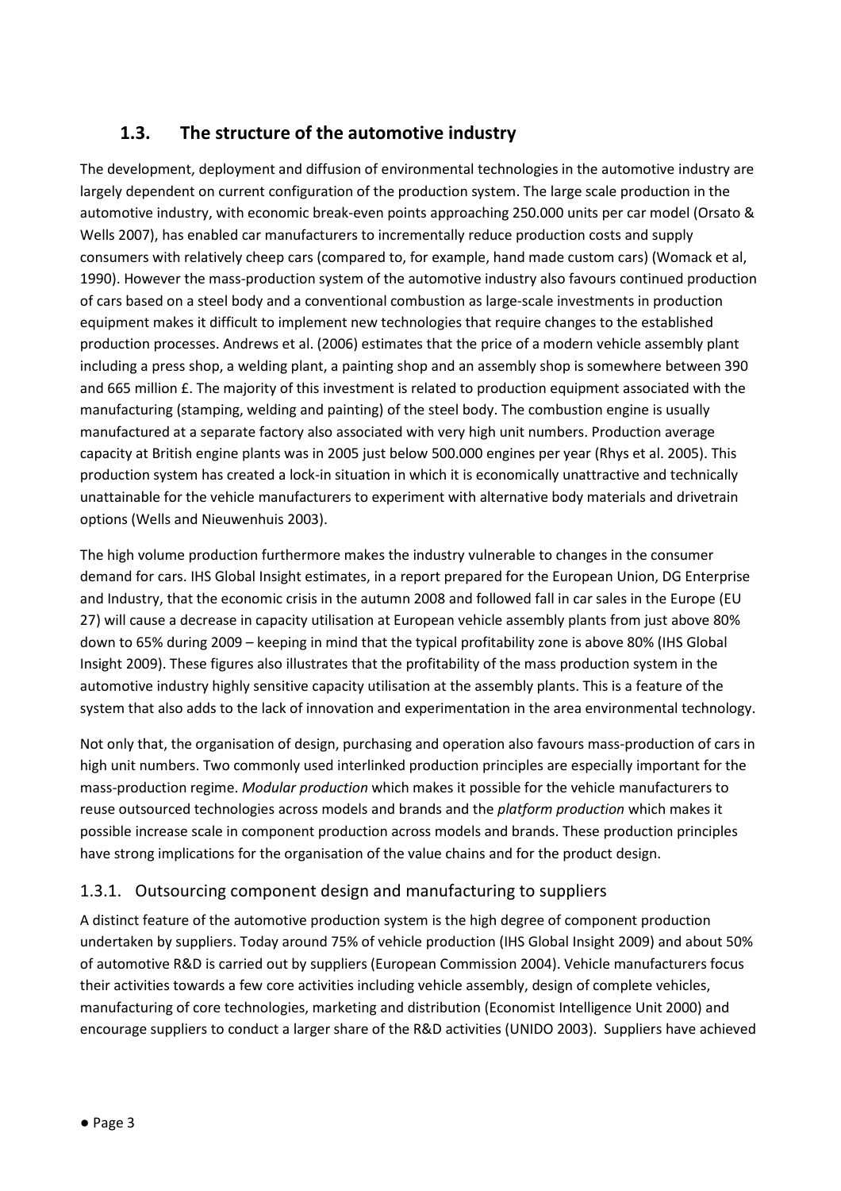## 1.3. The structure of the automotive industry

The development, deployment and diffusion of environmental technologies in the automotive industry are largely dependent on current configuration of the production system. The large scale production in the automotive industry, with economic break-even points approaching 250.000 units per car model (Orsato & Wells 2007), has enabled car manufacturers to incrementally reduce production costs and supply consumers with relatively cheep cars (compared to, for example, hand made custom cars) (Womack et al, 1990). However the mass-production system of the automotive industry also favours continued production of cars based on a steel body and a conventional combustion as large-scale investments in production equipment makes it difficult to implement new technologies that require changes to the established production processes. Andrews et al. (2006) estimates that the price of a modern vehicle assembly plant including a press shop, a welding plant, a painting shop and an assembly shop is somewhere between 390 and 665 million £. The majority of this investment is related to production equipment associated with the manufacturing (stamping, welding and painting) of the steel body. The combustion engine is usually manufactured at a separate factory also associated with very high unit numbers. Production average capacity at British engine plants was in 2005 just below 500.000 engines per year (Rhys et al. 2005). This production system has created a lock-in situation in which it is economically unattractive and technically unattainable for the vehicle manufacturers to experiment with alternative body materials and drivetrain options (Wells and Nieuwenhuis 2003).

The high volume production furthermore makes the industry vulnerable to changes in the consumer demand for cars. IHS Global Insight estimates, in a report prepared for the European Union, DG Enterprise and Industry, that the economic crisis in the autumn 2008 and followed fall in car sales in the Europe (EU 27) will cause a decrease in capacity utilisation at European vehicle assembly plants from just above 80% down to 65% during 2009 – keeping in mind that the typical profitability zone is above 80% (IHS Global Insight 2009). These figures also illustrates that the profitability of the mass production system in the automotive industry highly sensitive capacity utilisation at the assembly plants. This is a feature of the system that also adds to the lack of innovation and experimentation in the area environmental technology.

Not only that, the organisation of design, purchasing and operation also favours mass-production of cars in high unit numbers. Two commonly used interlinked production principles are especially important for the mass-production regime. *Modular production* which makes it possible for the vehicle manufacturers to reuse outsourced technologies across models and brands and the *platform production* which makes it possible increase scale in component production across models and brands. These production principles have strong implications for the organisation of the value chains and for the product design.

### 1.3.1. Outsourcing component design and manufacturing to suppliers

A distinct feature of the automotive production system is the high degree of component production undertaken by suppliers. Today around 75% of vehicle production (IHS Global Insight 2009) and about 50% of automotive R&D is carried out by suppliers (European Commission 2004). Vehicle manufacturers focus their activities towards a few core activities including vehicle assembly, design of complete vehicles, manufacturing of core technologies, marketing and distribution (Economist Intelligence Unit 2000) and encourage suppliers to conduct a larger share of the R&D activities (UNIDO 2003). Suppliers have achieved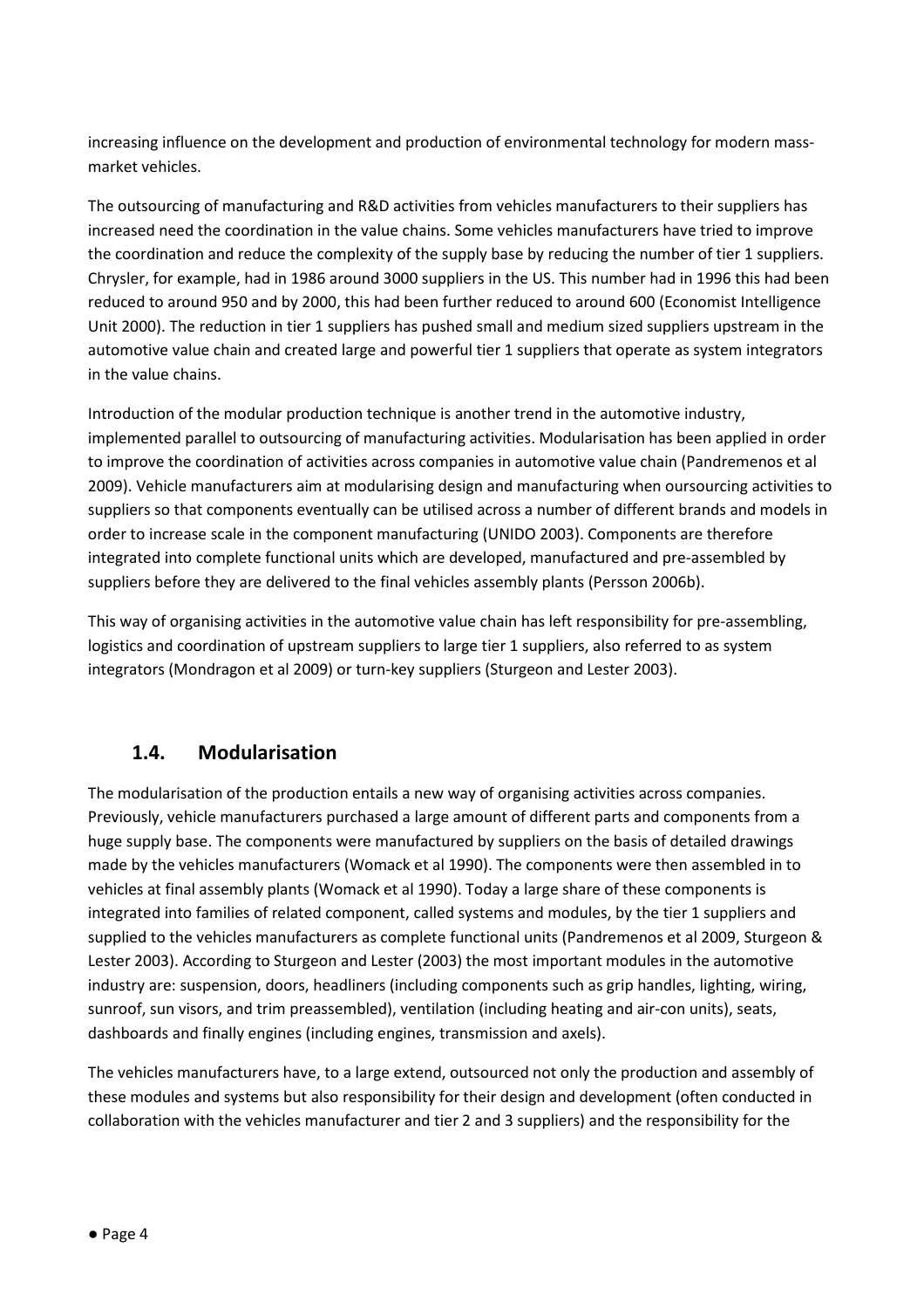increasing influence on the development and production of environmental technology for modern mass-market vehicles.

The outsourcing of manufacturing and R&D activities from vehicles manufacturers to their suppliers has increased need the coordination in the value chains. Some vehicles manufacturers have tried to improve the coordination and reduce the complexity of the supply base by reducing the number of tier 1 suppliers. Chrysler, for example, had in 1986 around 3000 suppliers in the US. This number had in 1996 this had been reduced to around 950 and by 2000, this had been further reduced to around 600 (Economist Intelligence Unit 2000). The reduction in tier 1 suppliers has pushed small and medium sized suppliers upstream in the automotive value chain and created large and powerful tier 1 suppliers that operate as system integrators in the value chains.

Introduction of the modular production technique is another trend in the automotive industry, implemented parallel to outsourcing of manufacturing activities. Modularisation has been applied in order to improve the coordination of activities across companies in automotive value chain (Pandremenos et al 2009). Vehicle manufacturers aim at modularising design and manufacturing when oursourcing activities to suppliers so that components eventually can be utilised across a number of different brands and models in order to increase scale in the component manufacturing (UNIDO 2003). Components are therefore integrated into complete functional units which are developed, manufactured and pre-assembled by suppliers before they are delivered to the final vehicles assembly plants (Persson 2006b).

This way of organising activities in the automotive value chain has left responsibility for pre-assembling, logistics and coordination of upstream suppliers to large tier 1 suppliers, also referred to as system integrators (Mondragon et al 2009) or turn-key suppliers (Sturgeon and Lester 2003).

## 1.4. Modularisation

The modularisation of the production entails a new way of organising activities across companies. Previously, vehicle manufacturers purchased a large amount of different parts and components from a huge supply base. The components were manufactured by suppliers on the basis of detailed drawings made by the vehicles manufacturers (Womack et al 1990). The components were then assembled in to vehicles at final assembly plants (Womack et al 1990). Today a large share of these components is integrated into families of related component, called systems and modules, by the tier 1 suppliers and supplied to the vehicles manufacturers as complete functional units (Pandremenos et al 2009, Sturgeon & Lester 2003). According to Sturgeon and Lester (2003) the most important modules in the automotive industry are: suspension, doors, headliners (including components such as grip handles, lighting, wiring, sunroof, sun visors, and trim preassembled), ventilation (including heating and air-con units), seats, dashboards and finally engines (including engines, transmission and axels).

The vehicles manufacturers have, to a large extend, outsourced not only the production and assembly of these modules and systems but also responsibility for their design and development (often conducted in collaboration with the vehicles manufacturer and tier 2 and 3 suppliers) and the responsibility for the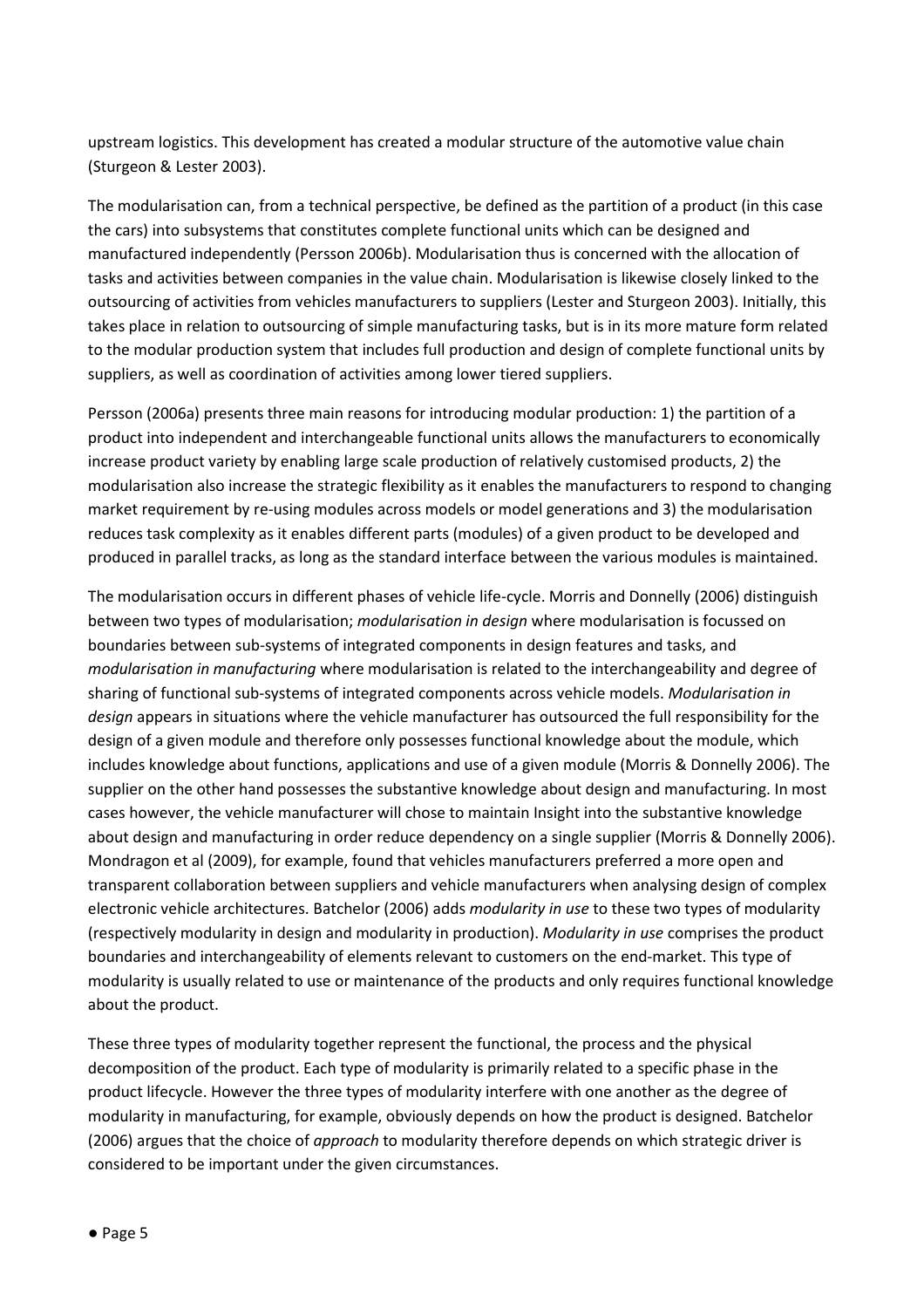upstream logistics. This development has created a modular structure of the automotive value chain (Sturgeon & Lester 2003).

The modularisation can, from a technical perspective, be defined as the partition of a product (in this case the cars) into subsystems that constitutes complete functional units which can be designed and manufactured independently (Persson 2006b). Modularisation thus is concerned with the allocation of tasks and activities between companies in the value chain. Modularisation is likewise closely linked to the outsourcing of activities from vehicles manufacturers to suppliers (Lester and Sturgeon 2003). Initially, this takes place in relation to outsourcing of simple manufacturing tasks, but is in its more mature form related to the modular production system that includes full production and design of complete functional units by suppliers, as well as coordination of activities among lower tiered suppliers.

Persson (2006a) presents three main reasons for introducing modular production: 1) the partition of a product into independent and interchangeable functional units allows the manufacturers to economically increase product variety by enabling large scale production of relatively customised products, 2) the modularisation also increase the strategic flexibility as it enables the manufacturers to respond to changing market requirement by re-using modules across models or model generations and 3) the modularisation reduces task complexity as it enables different parts (modules) of a given product to be developed and produced in parallel tracks, as long as the standard interface between the various modules is maintained.

The modularisation occurs in different phases of vehicle life-cycle. Morris and Donnelly (2006) distinguish between two types of modularisation; *modularisation in design* where modularisation is focussed on boundaries between sub-systems of integrated components in design features and tasks, and *modularisation in manufacturing* where modularisation is related to the interchangeability and degree of sharing of functional sub-systems of integrated components across vehicle models. *Modularisation in design* appears in situations where the vehicle manufacturer has outsourced the full responsibility for the design of a given module and therefore only possesses functional knowledge about the module, which includes knowledge about functions, applications and use of a given module (Morris & Donnelly 2006). The supplier on the other hand possesses the substantive knowledge about design and manufacturing. In most cases however, the vehicle manufacturer will chose to maintain Insight into the substantive knowledge about design and manufacturing in order reduce dependency on a single supplier (Morris & Donnelly 2006). Mondragon et al (2009), for example, found that vehicles manufacturers preferred a more open and transparent collaboration between suppliers and vehicle manufacturers when analysing design of complex electronic vehicle architectures. Batchelor (2006) adds *modularity in use* to these two types of modularity (respectively modularity in design and modularity in production). *Modularity in use* comprises the product boundaries and interchangeability of elements relevant to customers on the end-market. This type of modularity is usually related to use or maintenance of the products and only requires functional knowledge about the product.

These three types of modularity together represent the functional, the process and the physical decomposition of the product. Each type of modularity is primarily related to a specific phase in the product lifecycle. However the three types of modularity interfere with one another as the degree of modularity in manufacturing, for example, obviously depends on how the product is designed. Batchelor (2006) argues that the choice of *approach* to modularity therefore depends on which strategic driver is considered to be important under the given circumstances.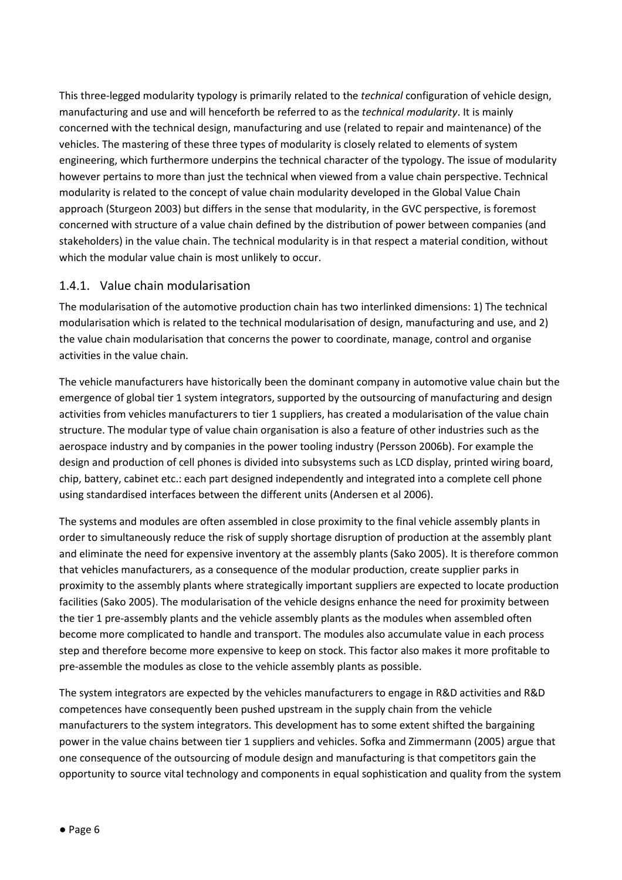This three-legged modularity typology is primarily related to the *technical* configuration of vehicle design, manufacturing and use and will henceforth be referred to as the *technical modularity*. It is mainly concerned with the technical design, manufacturing and use (related to repair and maintenance) of the vehicles. The mastering of these three types of modularity is closely related to elements of system engineering, which furthermore underpins the technical character of the typology. The issue of modularity however pertains to more than just the technical when viewed from a value chain perspective. Technical modularity is related to the concept of value chain modularity developed in the Global Value Chain approach (Sturgeon 2003) but differs in the sense that modularity, in the GVC perspective, is foremost concerned with structure of a value chain defined by the distribution of power between companies (and stakeholders) in the value chain. The technical modularity is in that respect a material condition, without which the modular value chain is most unlikely to occur.

### 1.4.1. Value chain modularisation

The modularisation of the automotive production chain has two interlinked dimensions: 1) The technical modularisation which is related to the technical modularisation of design, manufacturing and use, and 2) the value chain modularisation that concerns the power to coordinate, manage, control and organise activities in the value chain.

The vehicle manufacturers have historically been the dominant company in automotive value chain but the emergence of global tier 1 system integrators, supported by the outsourcing of manufacturing and design activities from vehicles manufacturers to tier 1 suppliers, has created a modularisation of the value chain structure. The modular type of value chain organisation is also a feature of other industries such as the aerospace industry and by companies in the power tooling industry (Persson 2006b). For example the design and production of cell phones is divided into subsystems such as LCD display, printed wiring board, chip, battery, cabinet etc.: each part designed independently and integrated into a complete cell phone using standardised interfaces between the different units (Andersen et al 2006).

The systems and modules are often assembled in close proximity to the final vehicle assembly plants in order to simultaneously reduce the risk of supply shortage disruption of production at the assembly plant and eliminate the need for expensive inventory at the assembly plants (Sako 2005). It is therefore common that vehicles manufacturers, as a consequence of the modular production, create supplier parks in proximity to the assembly plants where strategically important suppliers are expected to locate production facilities (Sako 2005). The modularisation of the vehicle designs enhance the need for proximity between the tier 1 pre-assembly plants and the vehicle assembly plants as the modules when assembled often become more complicated to handle and transport. The modules also accumulate value in each process step and therefore become more expensive to keep on stock. This factor also makes it more profitable to pre-assemble the modules as close to the vehicle assembly plants as possible.

The system integrators are expected by the vehicles manufacturers to engage in R&D activities and R&D competences have consequently been pushed upstream in the supply chain from the vehicle manufacturers to the system integrators. This development has to some extent shifted the bargaining power in the value chains between tier 1 suppliers and vehicles. Sofka and Zimmermann (2005) argue that one consequence of the outsourcing of module design and manufacturing is that competitors gain the opportunity to source vital technology and components in equal sophistication and quality from the system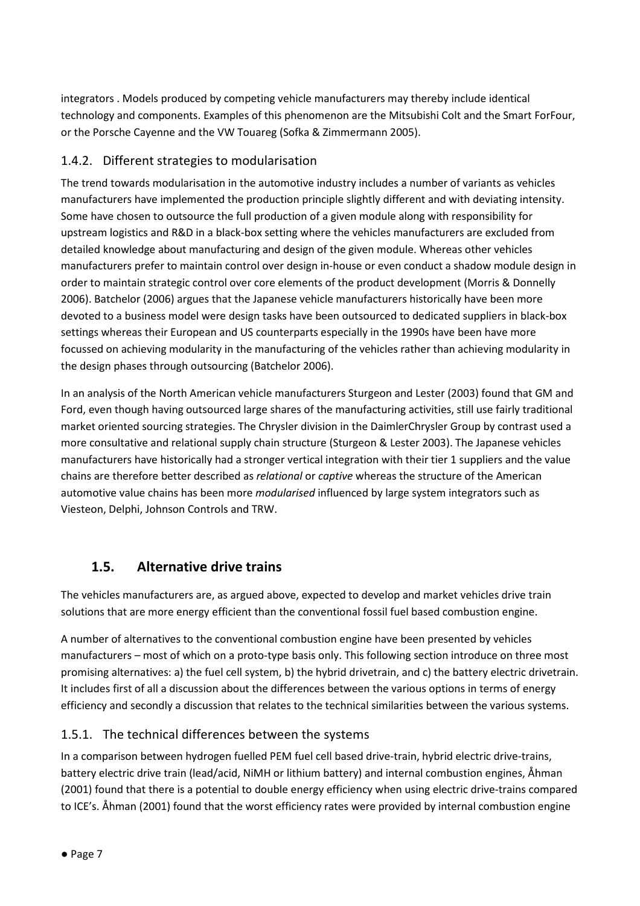integrators . Models produced by competing vehicle manufacturers may thereby include identical technology and components. Examples of this phenomenon are the Mitsubishi Colt and the Smart ForFour, or the Porsche Cayenne and the VW Touareg (Sofka & Zimmermann 2005).

### 1.4.2. Different strategies to modularisation

The trend towards modularisation in the automotive industry includes a number of variants as vehicles manufacturers have implemented the production principle slightly different and with deviating intensity. Some have chosen to outsource the full production of a given module along with responsibility for upstream logistics and R&D in a black-box setting where the vehicles manufacturers are excluded from detailed knowledge about manufacturing and design of the given module. Whereas other vehicles manufacturers prefer to maintain control over design in-house or even conduct a shadow module design in order to maintain strategic control over core elements of the product development (Morris & Donnelly 2006). Batchelor (2006) argues that the Japanese vehicle manufacturers historically have been more devoted to a business model were design tasks have been outsourced to dedicated suppliers in black-box settings whereas their European and US counterparts especially in the 1990s have been have more focussed on achieving modularity in the manufacturing of the vehicles rather than achieving modularity in the design phases through outsourcing (Batchelor 2006).

In an analysis of the North American vehicle manufacturers Sturgeon and Lester (2003) found that GM and Ford, even though having outsourced large shares of the manufacturing activities, still use fairly traditional market oriented sourcing strategies. The Chrysler division in the DaimlerChrysler Group by contrast used a more consultative and relational supply chain structure (Sturgeon & Lester 2003). The Japanese vehicles manufacturers have historically had a stronger vertical integration with their tier 1 suppliers and the value chains are therefore better described as *relational* or *captive* whereas the structure of the American automotive value chains has been more *modularised* influenced by large system integrators such as Viesteon, Delphi, Johnson Controls and TRW.

## 1.5. Alternative drive trains

The vehicles manufacturers are, as argued above, expected to develop and market vehicles drive train solutions that are more energy efficient than the conventional fossil fuel based combustion engine.

A number of alternatives to the conventional combustion engine have been presented by vehicles manufacturers – most of which on a proto-type basis only. This following section introduce on three most promising alternatives: a) the fuel cell system, b) the hybrid drivetrain, and c) the battery electric drivetrain. It includes first of all a discussion about the differences between the various options in terms of energy efficiency and secondly a discussion that relates to the technical similarities between the various systems.

### 1.5.1. The technical differences between the systems

In a comparison between hydrogen fuelled PEM fuel cell based drive-train, hybrid electric drive-trains, battery electric drive train (lead/acid, NiMH or lithium battery) and internal combustion engines, Åhman (2001) found that there is a potential to double energy efficiency when using electric drive-trains compared to ICE's. Åhman (2001) found that the worst efficiency rates were provided by internal combustion engine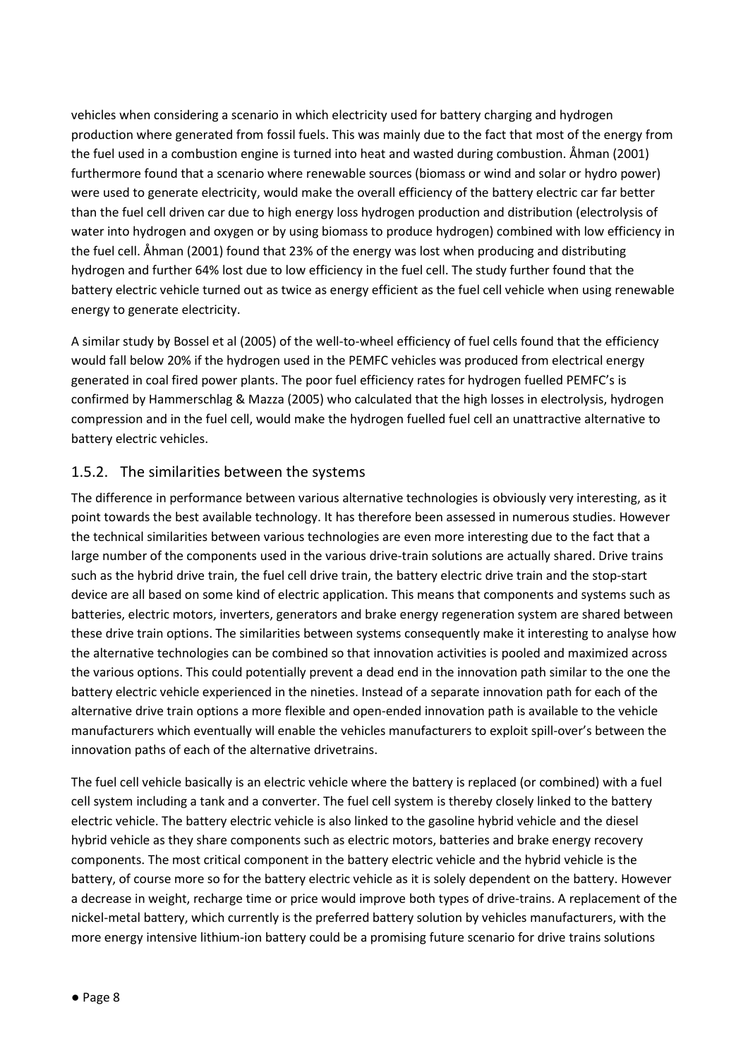vehicles when considering a scenario in which electricity used for battery charging and hydrogen production where generated from fossil fuels. This was mainly due to the fact that most of the energy from the fuel used in a combustion engine is turned into heat and wasted during combustion. Åhman (2001) furthermore found that a scenario where renewable sources (biomass or wind and solar or hydro power) were used to generate electricity, would make the overall efficiency of the battery electric car far better than the fuel cell driven car due to high energy loss hydrogen production and distribution (electrolysis of water into hydrogen and oxygen or by using biomass to produce hydrogen) combined with low efficiency in the fuel cell. Åhman (2001) found that 23% of the energy was lost when producing and distributing hydrogen and further 64% lost due to low efficiency in the fuel cell. The study further found that the battery electric vehicle turned out as twice as energy efficient as the fuel cell vehicle when using renewable energy to generate electricity.

A similar study by Bossel et al (2005) of the well-to-wheel efficiency of fuel cells found that the efficiency would fall below 20% if the hydrogen used in the PEMFC vehicles was produced from electrical energy generated in coal fired power plants. The poor fuel efficiency rates for hydrogen fuelled PEMFC's is confirmed by Hammerschlag & Mazza (2005) who calculated that the high losses in electrolysis, hydrogen compression and in the fuel cell, would make the hydrogen fuelled fuel cell an unattractive alternative to battery electric vehicles.

### 1.5.2. The similarities between the systems

The difference in performance between various alternative technologies is obviously very interesting, as it point towards the best available technology. It has therefore been assessed in numerous studies. However the technical similarities between various technologies are even more interesting due to the fact that a large number of the components used in the various drive-train solutions are actually shared. Drive trains such as the hybrid drive train, the fuel cell drive train, the battery electric drive train and the stop-start device are all based on some kind of electric application. This means that components and systems such as batteries, electric motors, inverters, generators and brake energy regeneration system are shared between these drive train options. The similarities between systems consequently make it interesting to analyse how the alternative technologies can be combined so that innovation activities is pooled and maximized across the various options. This could potentially prevent a dead end in the innovation path similar to the one the battery electric vehicle experienced in the nineties. Instead of a separate innovation path for each of the alternative drive train options a more flexible and open-ended innovation path is available to the vehicle manufacturers which eventually will enable the vehicles manufacturers to exploit spill-over's between the innovation paths of each of the alternative drivetrains.

The fuel cell vehicle basically is an electric vehicle where the battery is replaced (or combined) with a fuel cell system including a tank and a converter. The fuel cell system is thereby closely linked to the battery electric vehicle. The battery electric vehicle is also linked to the gasoline hybrid vehicle and the diesel hybrid vehicle as they share components such as electric motors, batteries and brake energy recovery components. The most critical component in the battery electric vehicle and the hybrid vehicle is the battery, of course more so for the battery electric vehicle as it is solely dependent on the battery. However a decrease in weight, recharge time or price would improve both types of drive-trains. A replacement of the nickel-metal battery, which currently is the preferred battery solution by vehicles manufacturers, with the more energy intensive lithium-ion battery could be a promising future scenario for drive trains solutions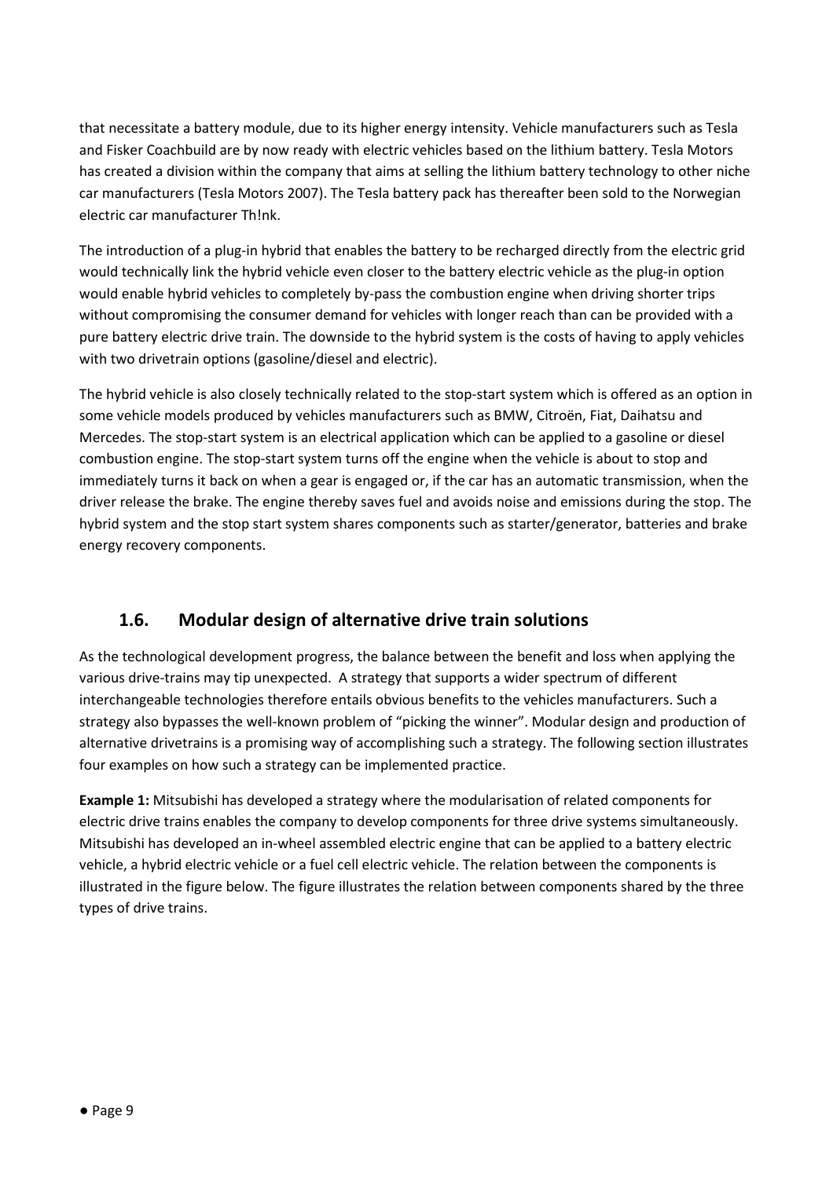that necessitate a battery module, due to its higher energy intensity. Vehicle manufacturers such as Tesla and Fisker Coachbuild are by now ready with electric vehicles based on the lithium battery. Tesla Motors has created a division within the company that aims at selling the lithium battery technology to other niche car manufacturers (Tesla Motors 2007). The Tesla battery pack has thereafter been sold to the Norwegian electric car manufacturer Th!nk.

The introduction of a plug-in hybrid that enables the battery to be recharged directly from the electric grid would technically link the hybrid vehicle even closer to the battery electric vehicle as the plug-in option would enable hybrid vehicles to completely by-pass the combustion engine when driving shorter trips without compromising the consumer demand for vehicles with longer reach than can be provided with a pure battery electric drive train. The downside to the hybrid system is the costs of having to apply vehicles with two drivetrain options (gasoline/diesel and electric).

The hybrid vehicle is also closely technically related to the stop-start system which is offered as an option in some vehicle models produced by vehicles manufacturers such as BMW, Citroën, Fiat, Daihatsu and Mercedes. The stop-start system is an electrical application which can be applied to a gasoline or diesel combustion engine. The stop-start system turns off the engine when the vehicle is about to stop and immediately turns it back on when a gear is engaged or, if the car has an automatic transmission, when the driver release the brake. The engine thereby saves fuel and avoids noise and emissions during the stop. The hybrid system and the stop start system shares components such as starter/generator, batteries and brake energy recovery components.

## 1.6. Modular design of alternative drive train solutions

As the technological development progress, the balance between the benefit and loss when applying the various drive-trains may tip unexpected. A strategy that supports a wider spectrum of different interchangeable technologies therefore entails obvious benefits to the vehicles manufacturers. Such a strategy also bypasses the well-known problem of "picking the winner". Modular design and production of alternative drivetrains is a promising way of accomplishing such a strategy. The following section illustrates four examples on how such a strategy can be implemented practice.

**Example 1:** Mitsubishi has developed a strategy where the modularisation of related components for electric drive trains enables the company to develop components for three drive systems simultaneously. Mitsubishi has developed an in-wheel assembled electric engine that can be applied to a battery electric vehicle, a hybrid electric vehicle or a fuel cell electric vehicle. The relation between the components is illustrated in the figure below. The figure illustrates the relation between components shared by the three types of drive trains.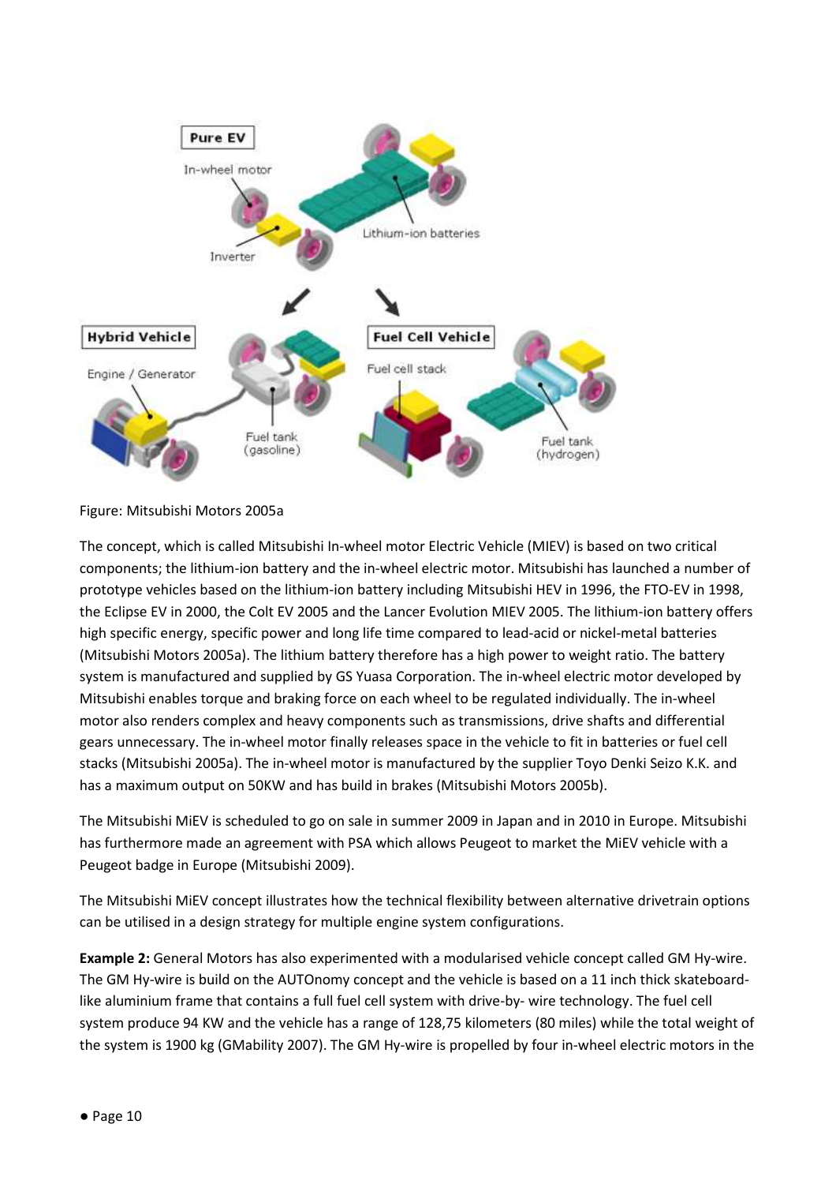Figure: Mitsubishi Motors 2005a

The concept, which is called Mitsubishi In-wheel motor Electric Vehicle (MIEV) is based on two critical components; the lithium-ion battery and the in-wheel electric motor. Mitsubishi has launched a number of prototype vehicles based on the lithium-ion battery including Mitsubishi HEV in 1996, the FTO-EV in 1998, the Eclipse EV in 2000, the Colt EV 2005 and the Lancer Evolution MIEV 2005. The lithium-ion battery offers high specific energy, specific power and long life time compared to lead-acid or nickel-metal batteries (Mitsubishi Motors 2005a). The lithium battery therefore has a high power to weight ratio. The battery system is manufactured and supplied by GS Yuasa Corporation. The in-wheel electric motor developed by Mitsubishi enables torque and braking force on each wheel to be regulated individually. The in-wheel motor also renders complex and heavy components such as transmissions, drive shafts and differential gears unnecessary. The in-wheel motor finally releases space in the vehicle to fit in batteries or fuel cell stacks (Mitsubishi 2005a). The in-wheel motor is manufactured by the supplier Toyo Denki Seizo K.K. and has a maximum output on 50KW and has build in brakes (Mitsubishi Motors 2005b).

The Mitsubishi MiEV is scheduled to go on sale in summer 2009 in Japan and in 2010 in Europe. Mitsubishi has furthermore made an agreement with PSA which allows Peugeot to market the MiEV vehicle with a Peugeot badge in Europe (Mitsubishi 2009).

The Mitsubishi MiEV concept illustrates how the technical flexibility between alternative drivetrain options can be utilised in a design strategy for multiple engine system configurations.

**Example 2:** General Motors has also experimented with a modularised vehicle concept called GM Hy-wire. The GM Hy-wire is build on the AUTOnomy concept and the vehicle is based on a 11 inch thick skateboard-like aluminium frame that contains a full fuel cell system with drive-by- wire technology. The fuel cell system produce 94 KW and the vehicle has a range of 128,75 kilometers (80 miles) while the total weight of the system is 1900 kg (GMability 2007). The GM Hy-wire is propelled by four in-wheel electric motors in the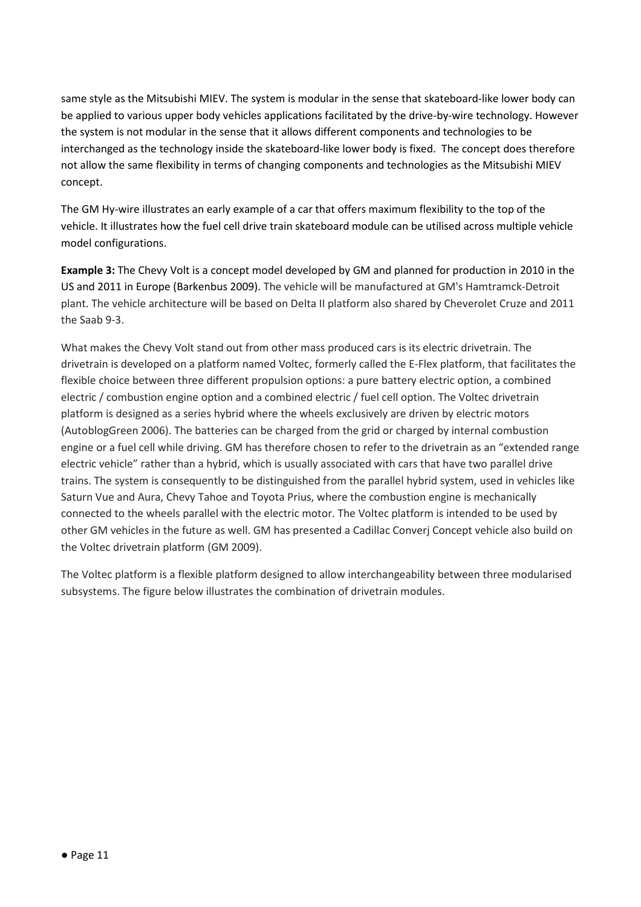same style as the Mitsubishi MIEV. The system is modular in the sense that skateboard-like lower body can be applied to various upper body vehicles applications facilitated by the drive-by-wire technology. However the system is not modular in the sense that it allows different components and technologies to be interchanged as the technology inside the skateboard-like lower body is fixed. The concept does therefore not allow the same flexibility in terms of changing components and technologies as the Mitsubishi MIEV concept.

The GM Hy-wire illustrates an early example of a car that offers maximum flexibility to the top of the vehicle. It illustrates how the fuel cell drive train skateboard module can be utilised across multiple vehicle model configurations.

**Example 3:** The Chevy Volt is a concept model developed by GM and planned for production in 2010 in the US and 2011 in Europe (Barkenbus 2009). The vehicle will be manufactured at GM's Hamtramck-Detroit plant. The vehicle architecture will be based on Delta II platform also shared by Cheverolet Cruze and 2011 the Saab 9-3.

What makes the Chevy Volt stand out from other mass produced cars is its electric drivetrain. The drivetrain is developed on a platform named Voltec, formerly called the E-Flex platform, that facilitates the flexible choice between three different propulsion options: a pure battery electric option, a combined electric / combustion engine option and a combined electric / fuel cell option. The Voltec drivetrain platform is designed as a series hybrid where the wheels exclusively are driven by electric motors (AutoblogGreen 2006). The batteries can be charged from the grid or charged by internal combustion engine or a fuel cell while driving. GM has therefore chosen to refer to the drivetrain as an "extended range electric vehicle" rather than a hybrid, which is usually associated with cars that have two parallel drive trains. The system is consequently to be distinguished from the parallel hybrid system, used in vehicles like Saturn Vue and Aura, Chevy Tahoe and Toyota Prius, where the combustion engine is mechanically connected to the wheels parallel with the electric motor. The Voltec platform is intended to be used by other GM vehicles in the future as well. GM has presented a Cadillac Converj Concept vehicle also build on the Voltec drivetrain platform (GM 2009).

The Voltec platform is a flexible platform designed to allow interchangeability between three modularised subsystems. The figure below illustrates the combination of drivetrain modules.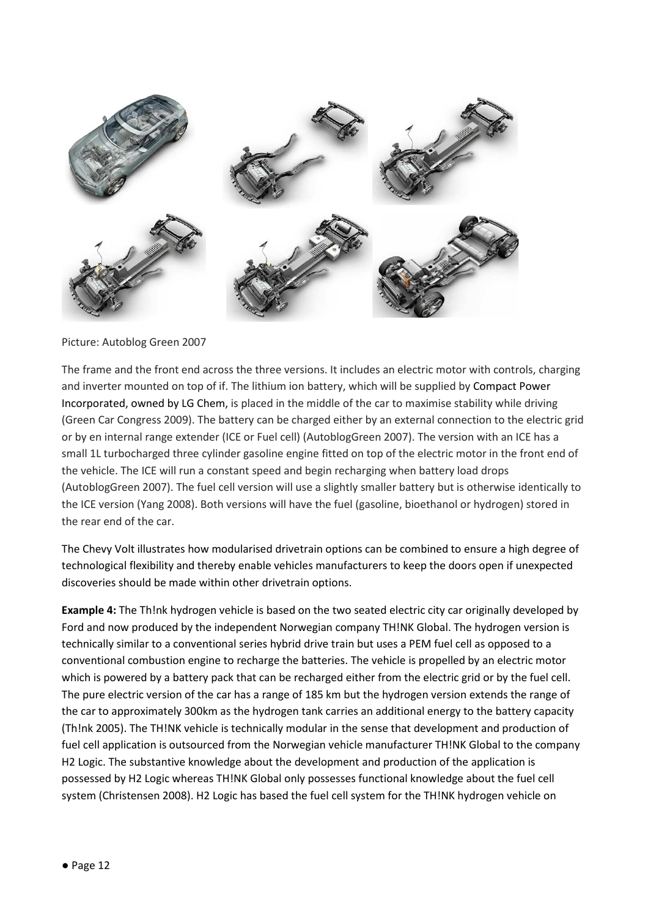Picture: Autoblog Green 2007

The frame and the front end across the three versions. It includes an electric motor with controls, charging and inverter mounted on top of if. The lithium ion battery, which will be supplied by Compact Power Incorporated, owned by LG Chem, is placed in the middle of the car to maximise stability while driving (Green Car Congress 2009). The battery can be charged either by an external connection to the electric grid or by en internal range extender (ICE or Fuel cell) (AutoblogGreen 2007). The version with an ICE has a small 1L turbocharged three cylinder gasoline engine fitted on top of the electric motor in the front end of the vehicle. The ICE will run a constant speed and begin recharging when battery load drops (AutoblogGreen 2007). The fuel cell version will use a slightly smaller battery but is otherwise identically to the ICE version (Yang 2008). Both versions will have the fuel (gasoline, bioethanol or hydrogen) stored in the rear end of the car.

The Chevy Volt illustrates how modularised drivetrain options can be combined to ensure a high degree of technological flexibility and thereby enable vehicles manufacturers to keep the doors open if unexpected discoveries should be made within other drivetrain options.

**Example 4:** The Th!nk hydrogen vehicle is based on the two seated electric city car originally developed by Ford and now produced by the independent Norwegian company TH!NK Global. The hydrogen version is technically similar to a conventional series hybrid drive train but uses a PEM fuel cell as opposed to a conventional combustion engine to recharge the batteries. The vehicle is propelled by an electric motor which is powered by a battery pack that can be recharged either from the electric grid or by the fuel cell. The pure electric version of the car has a range of 185 km but the hydrogen version extends the range of the car to approximately 300km as the hydrogen tank carries an additional energy to the battery capacity (Th!nk 2005). The TH!NK vehicle is technically modular in the sense that development and production of fuel cell application is outsourced from the Norwegian vehicle manufacturer TH!NK Global to the company H2 Logic. The substantive knowledge about the development and production of the application is possessed by H2 Logic whereas TH!NK Global only possesses functional knowledge about the fuel cell system (Christensen 2008). H2 Logic has based the fuel cell system for the TH!NK hydrogen vehicle on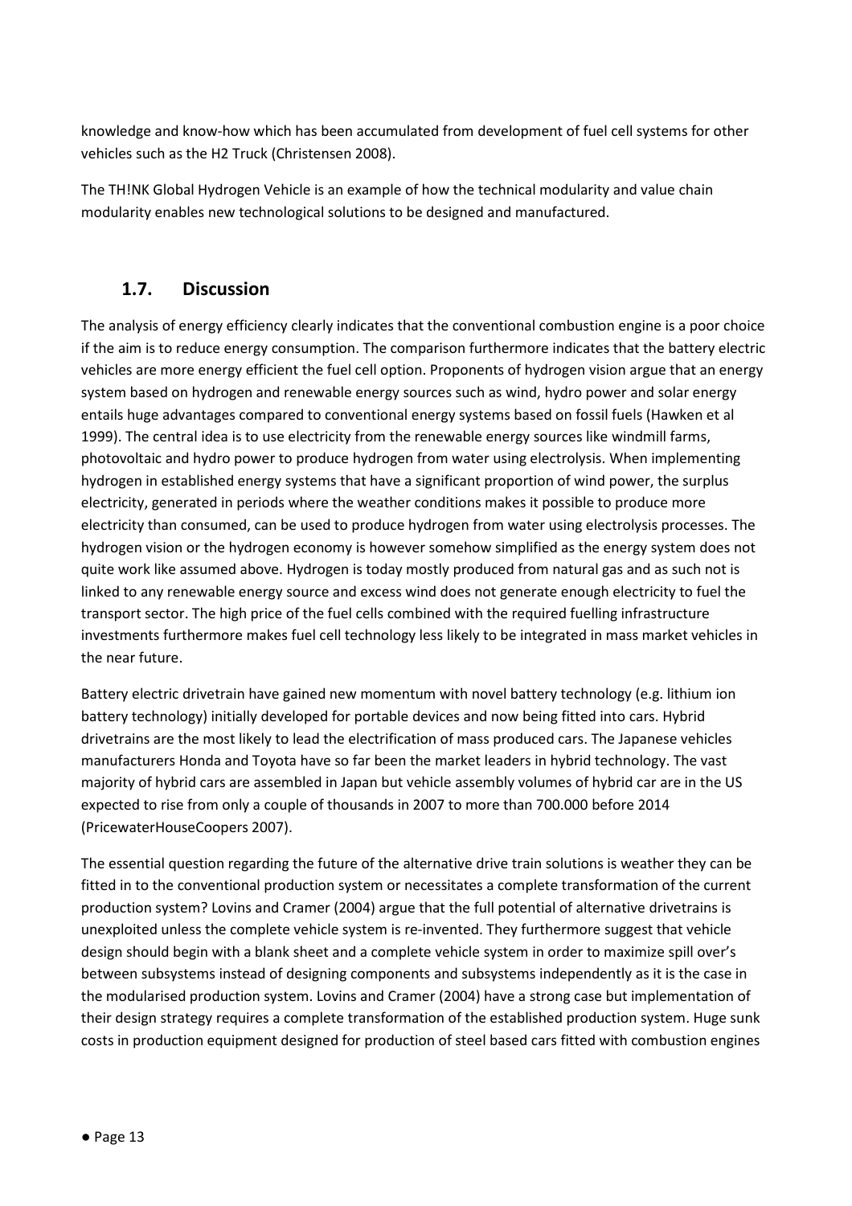knowledge and know-how which has been accumulated from development of fuel cell systems for other vehicles such as the H2 Truck (Christensen 2008).

The TH!NK Global Hydrogen Vehicle is an example of how the technical modularity and value chain modularity enables new technological solutions to be designed and manufactured.

## 1.7. Discussion

The analysis of energy efficiency clearly indicates that the conventional combustion engine is a poor choice if the aim is to reduce energy consumption. The comparison furthermore indicates that the battery electric vehicles are more energy efficient the fuel cell option. Proponents of hydrogen vision argue that an energy system based on hydrogen and renewable energy sources such as wind, hydro power and solar energy entails huge advantages compared to conventional energy systems based on fossil fuels (Hawken et al 1999). The central idea is to use electricity from the renewable energy sources like windmill farms, photovoltaic and hydro power to produce hydrogen from water using electrolysis. When implementing hydrogen in established energy systems that have a significant proportion of wind power, the surplus electricity, generated in periods where the weather conditions makes it possible to produce more electricity than consumed, can be used to produce hydrogen from water using electrolysis processes. The hydrogen vision or the hydrogen economy is however somehow simplified as the energy system does not quite work like assumed above. Hydrogen is today mostly produced from natural gas and as such not is linked to any renewable energy source and excess wind does not generate enough electricity to fuel the transport sector. The high price of the fuel cells combined with the required fuelling infrastructure investments furthermore makes fuel cell technology less likely to be integrated in mass market vehicles in the near future.

Battery electric drivetrain have gained new momentum with novel battery technology (e.g. lithium ion battery technology) initially developed for portable devices and now being fitted into cars. Hybrid drivetrains are the most likely to lead the electrification of mass produced cars. The Japanese vehicles manufacturers Honda and Toyota have so far been the market leaders in hybrid technology. The vast majority of hybrid cars are assembled in Japan but vehicle assembly volumes of hybrid car are in the US expected to rise from only a couple of thousands in 2007 to more than 700.000 before 2014 (PricewaterHouseCoopers 2007).

The essential question regarding the future of the alternative drive train solutions is weather they can be fitted in to the conventional production system or necessitates a complete transformation of the current production system? Lovins and Cramer (2004) argue that the full potential of alternative drivetrains is unexploited unless the complete vehicle system is re-invented. They furthermore suggest that vehicle design should begin with a blank sheet and a complete vehicle system in order to maximize spill over's between subsystems instead of designing components and subsystems independently as it is the case in the modularised production system. Lovins and Cramer (2004) have a strong case but implementation of their design strategy requires a complete transformation of the established production system. Huge sunk costs in production equipment designed for production of steel based cars fitted with combustion engines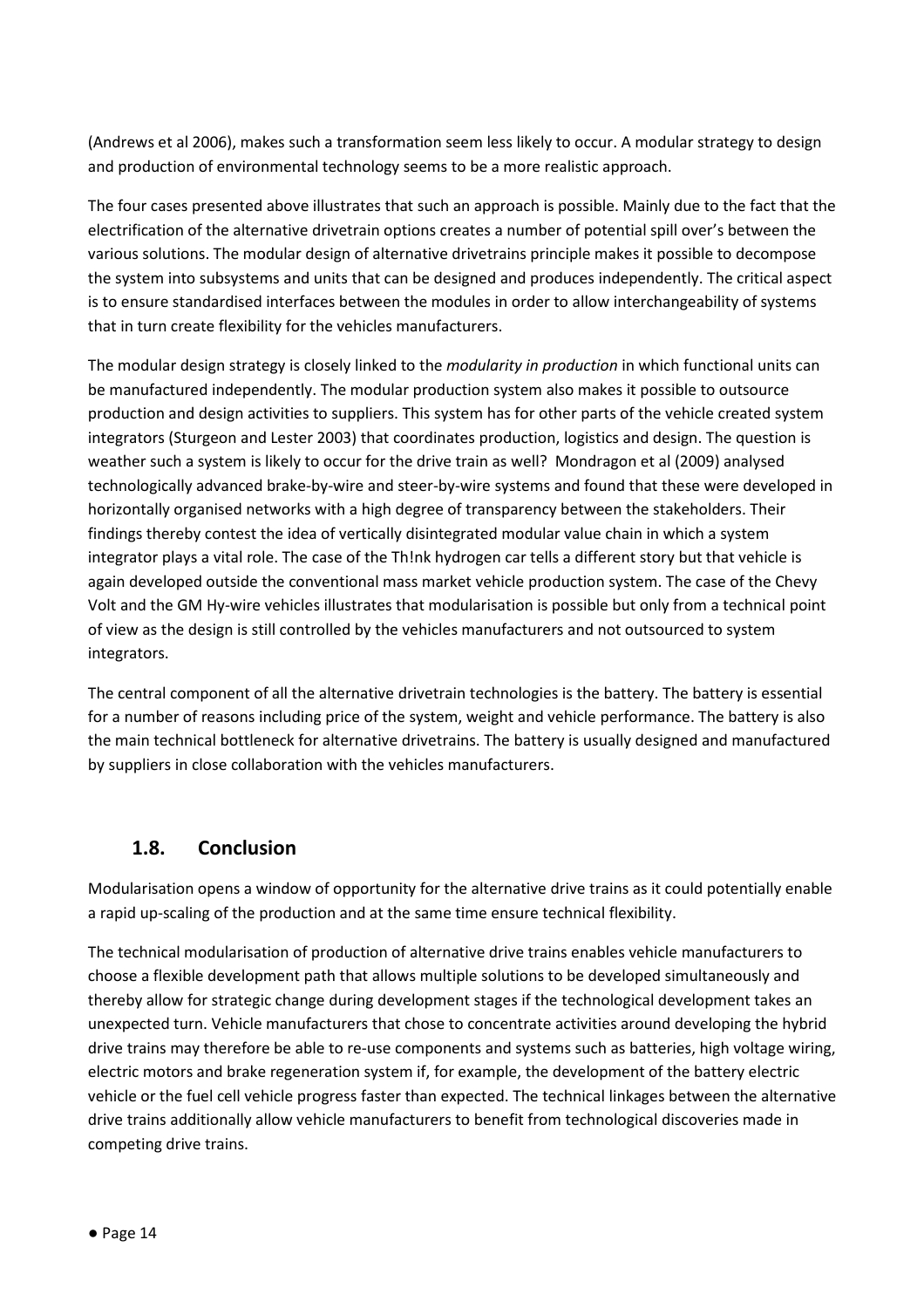(Andrews et al 2006), makes such a transformation seem less likely to occur. A modular strategy to design and production of environmental technology seems to be a more realistic approach.

The four cases presented above illustrates that such an approach is possible. Mainly due to the fact that the electrification of the alternative drivetrain options creates a number of potential spill over's between the various solutions. The modular design of alternative drivetrains principle makes it possible to decompose the system into subsystems and units that can be designed and produces independently. The critical aspect is to ensure standardised interfaces between the modules in order to allow interchangeability of systems that in turn create flexibility for the vehicles manufacturers.

The modular design strategy is closely linked to the *modularity in production* in which functional units can be manufactured independently. The modular production system also makes it possible to outsource production and design activities to suppliers. This system has for other parts of the vehicle created system integrators (Sturgeon and Lester 2003) that coordinates production, logistics and design. The question is weather such a system is likely to occur for the drive train as well? Mondragon et al (2009) analysed technologically advanced brake-by-wire and steer-by-wire systems and found that these were developed in horizontally organised networks with a high degree of transparency between the stakeholders. Their findings thereby contest the idea of vertically disintegrated modular value chain in which a system integrator plays a vital role. The case of the Th!nk hydrogen car tells a different story but that vehicle is again developed outside the conventional mass market vehicle production system. The case of the Chevy Volt and the GM Hy-wire vehicles illustrates that modularisation is possible but only from a technical point of view as the design is still controlled by the vehicles manufacturers and not outsourced to system integrators.

The central component of all the alternative drivetrain technologies is the battery. The battery is essential for a number of reasons including price of the system, weight and vehicle performance. The battery is also the main technical bottleneck for alternative drivetrains. The battery is usually designed and manufactured by suppliers in close collaboration with the vehicles manufacturers.

## 1.8. Conclusion

Modularisation opens a window of opportunity for the alternative drive trains as it could potentially enable a rapid up-scaling of the production and at the same time ensure technical flexibility.

The technical modularisation of production of alternative drive trains enables vehicle manufacturers to choose a flexible development path that allows multiple solutions to be developed simultaneously and thereby allow for strategic change during development stages if the technological development takes an unexpected turn. Vehicle manufacturers that chose to concentrate activities around developing the hybrid drive trains may therefore be able to re-use components and systems such as batteries, high voltage wiring, electric motors and brake regeneration system if, for example, the development of the battery electric vehicle or the fuel cell vehicle progress faster than expected. The technical linkages between the alternative drive trains additionally allow vehicle manufacturers to benefit from technological discoveries made in competing drive trains.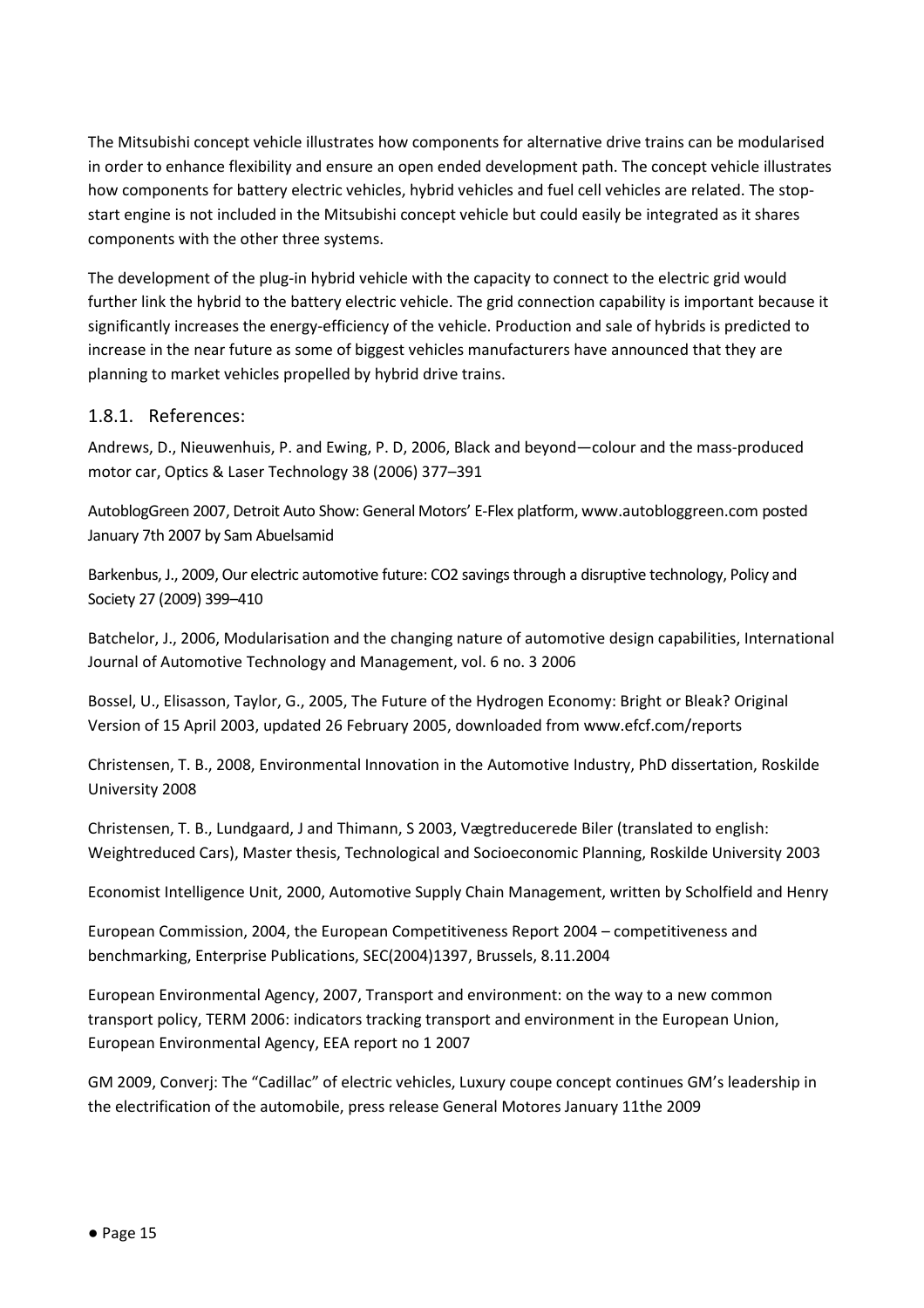The Mitsubishi concept vehicle illustrates how components for alternative drive trains can be modularised in order to enhance flexibility and ensure an open ended development path. The concept vehicle illustrates how components for battery electric vehicles, hybrid vehicles and fuel cell vehicles are related. The stop-start engine is not included in the Mitsubishi concept vehicle but could easily be integrated as it shares components with the other three systems.

The development of the plug-in hybrid vehicle with the capacity to connect to the electric grid would further link the hybrid to the battery electric vehicle. The grid connection capability is important because it significantly increases the energy-efficiency of the vehicle. Production and sale of hybrids is predicted to increase in the near future as some of biggest vehicles manufacturers have announced that they are planning to market vehicles propelled by hybrid drive trains.

### 1.8.1. References:

Andrews, D., Nieuwenhuis, P. and Ewing, P. D, 2006, Black and beyond—colour and the mass-produced motor car, Optics & Laser Technology 38 (2006) 377–391

AutoblogGreen 2007, Detroit Auto Show: General Motors' E-Flex platform, www.autobloggreen.com posted January 7th 2007 by Sam Abuelsamid

Barkenbus, J., 2009, Our electric automotive future: CO2 savings through a disruptive technology, Policy and Society 27 (2009) 399–410

Batchelor, J., 2006, Modularisation and the changing nature of automotive design capabilities, International Journal of Automotive Technology and Management, vol. 6 no. 3 2006

Bossel, U., Elisasson, Taylor, G., 2005, The Future of the Hydrogen Economy: Bright or Bleak? Original Version of 15 April 2003, updated 26 February 2005, downloaded from www.efcf.com/reports

Christensen, T. B., 2008, Environmental Innovation in the Automotive Industry, PhD dissertation, Roskilde University 2008

Christensen, T. B., Lundgaard, J and Thimann, S 2003, Vægtreducerede Biler (translated to english: Weightreduced Cars), Master thesis, Technological and Socioeconomic Planning, Roskilde University 2003

Economist Intelligence Unit, 2000, Automotive Supply Chain Management, written by Scholfield and Henry

European Commission, 2004, the European Competitiveness Report 2004 – competitiveness and benchmarking, Enterprise Publications, SEC(2004)1397, Brussels, 8.11.2004

European Environmental Agency, 2007, Transport and environment: on the way to a new common transport policy, TERM 2006: indicators tracking transport and environment in the European Union, European Environmental Agency, EEA report no 1 2007

GM 2009, Converj: The "Cadillac" of electric vehicles, Luxury coupe concept continues GM's leadership in the electrification of the automobile, press release General Motores January 11the 2009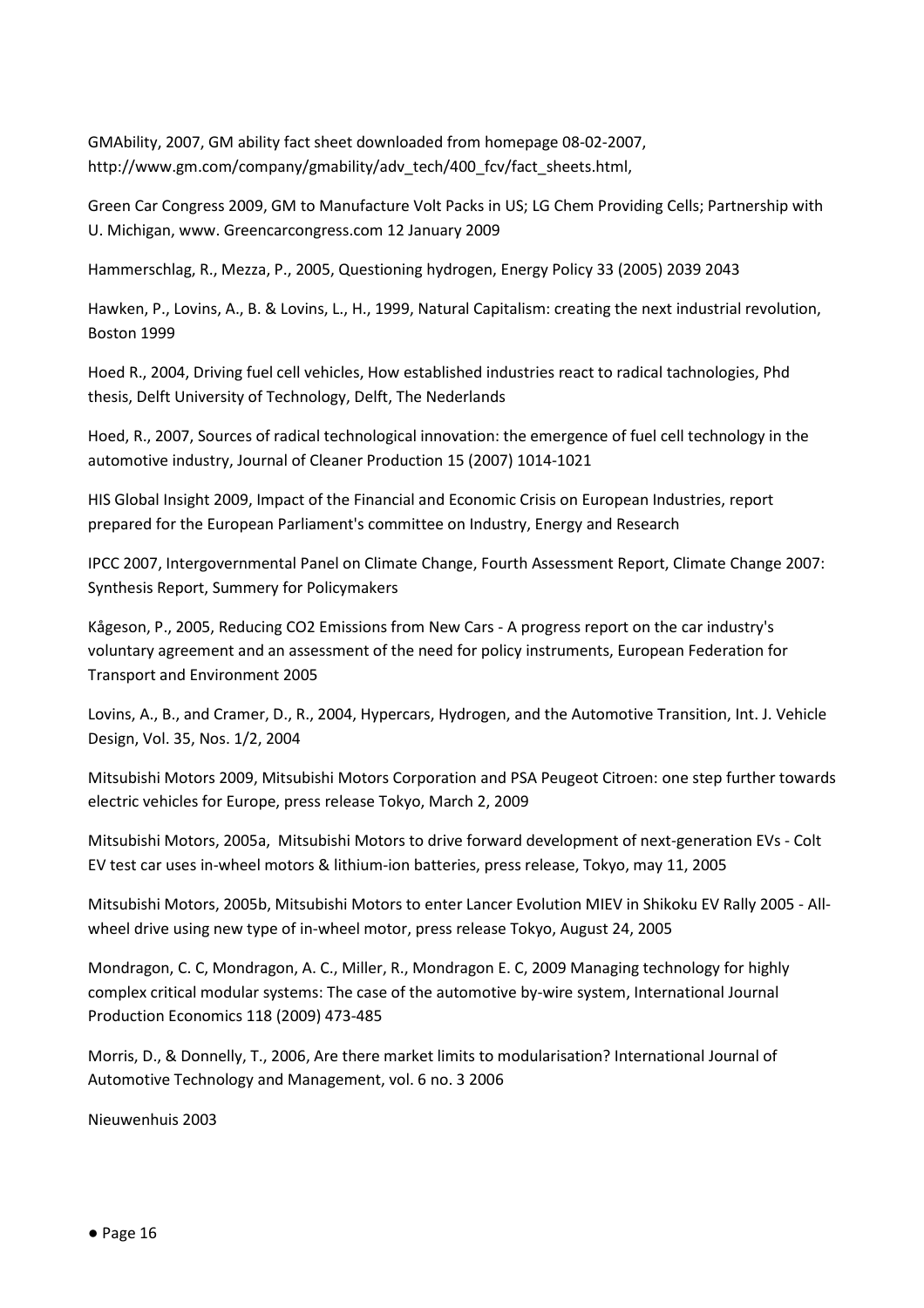GMAbility, 2007, GM ability fact sheet downloaded from homepage 08-02-2007, http://www.gm.com/company/gmability/adv_tech/400_fcv/fact_sheets.html,

Green Car Congress 2009, GM to Manufacture Volt Packs in US; LG Chem Providing Cells; Partnership with U. Michigan, www. Greencarcongress.com 12 January 2009

Hammerschlag, R., Mezza, P., 2005, Questioning hydrogen, Energy Policy 33 (2005) 2039 2043

Hawken, P., Lovins, A., B. & Lovins, L., H., 1999, Natural Capitalism: creating the next industrial revolution, Boston 1999

Hoed R., 2004, Driving fuel cell vehicles, How established industries react to radical technologies, Phd thesis, Delft University of Technology, Delft, The Nederlands

Hoed, R., 2007, Sources of radical technological innovation: the emergence of fuel cell technology in the automotive industry, Journal of Cleaner Production 15 (2007) 1014-1021

HIS Global Insight 2009, Impact of the Financial and Economic Crisis on European Industries, report prepared for the European Parliament's committee on Industry, Energy and Research

IPCC 2007, Intergovernmental Panel on Climate Change, Fourth Assessment Report, Climate Change 2007: Synthesis Report, Summery for Policymakers

Kågeson, P., 2005, Reducing CO2 Emissions from New Cars - A progress report on the car industry's voluntary agreement and an assessment of the need for policy instruments, European Federation for Transport and Environment 2005

Lovins, A., B., and Cramer, D., R., 2004, Hypercars, Hydrogen, and the Automotive Transition, Int. J. Vehicle Design, Vol. 35, Nos. 1/2, 2004

Mitsubishi Motors 2009, Mitsubishi Motors Corporation and PSA Peugeot Citroen: one step further towards electric vehicles for Europe, press release Tokyo, March 2, 2009

Mitsubishi Motors, 2005a, Mitsubishi Motors to drive forward development of next-generation EVs - Colt EV test car uses in-wheel motors & lithium-ion batteries, press release, Tokyo, may 11, 2005

Mitsubishi Motors, 2005b, Mitsubishi Motors to enter Lancer Evolution MIEV in Shikoku EV Rally 2005 - All-wheel drive using new type of in-wheel motor, press release Tokyo, August 24, 2005

Mondragon, C. C, Mondragon, A. C., Miller, R., Mondragon E. C, 2009 Managing technology for highly complex critical modular systems: The case of the automotive by-wire system, International Journal Production Economics 118 (2009) 473-485

Morris, D., & Donnelly, T., 2006, Are there market limits to modularisation? International Journal of Automotive Technology and Management, vol. 6 no. 3 2006

Nieuwenhuis 2003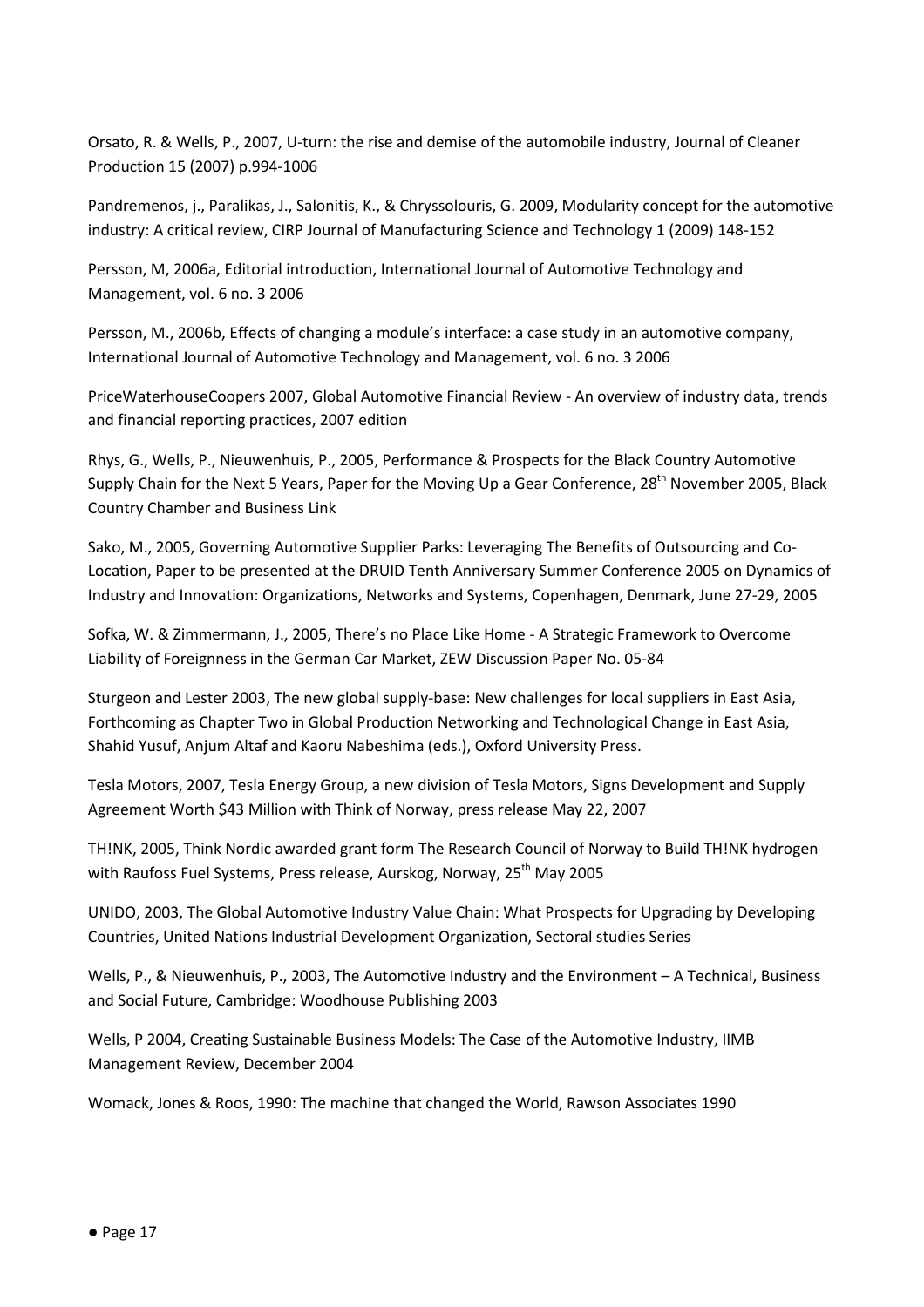Orsato, R. & Wells, P., 2007, U-turn: the rise and demise of the automobile industry, Journal of Cleaner Production 15 (2007) p.994-1006

Pandremenos, j., Paralikas, J., Salonitis, K., & Chryssolouris, G. 2009, Modularity concept for the automotive industry: A critical review, CIRP Journal of Manufacturing Science and Technology 1 (2009) 148-152

Persson, M, 2006a, Editorial introduction, International Journal of Automotive Technology and Management, vol. 6 no. 3 2006

Persson, M., 2006b, Effects of changing a module's interface: a case study in an automotive company, International Journal of Automotive Technology and Management, vol. 6 no. 3 2006

PriceWaterhouseCoopers 2007, Global Automotive Financial Review - An overview of industry data, trends and financial reporting practices, 2007 edition

Rhys, G., Wells, P., Nieuwenhuis, P., 2005, Performance & Prospects for the Black Country Automotive Supply Chain for the Next 5 Years, Paper for the Moving Up a Gear Conference, 28th November 2005, Black Country Chamber and Business Link

Sako, M., 2005, Governing Automotive Supplier Parks: Leveraging The Benefits of Outsourcing and Co-Location, Paper to be presented at the DRUID Tenth Anniversary Summer Conference 2005 on Dynamics of Industry and Innovation: Organizations, Networks and Systems, Copenhagen, Denmark, June 27-29, 2005

Sofka, W. & Zimmermann, J., 2005, There's no Place Like Home - A Strategic Framework to Overcome Liability of Foreignness in the German Car Market, ZEW Discussion Paper No. 05-84

Sturgeon and Lester 2003, The new global supply-base: New challenges for local suppliers in East Asia, Forthcoming as Chapter Two in Global Production Networking and Technological Change in East Asia, Shahid Yusuf, Anjum Altaf and Kaoru Nabeshima (eds.), Oxford University Press.

Tesla Motors, 2007, Tesla Energy Group, a new division of Tesla Motors, Signs Development and Supply Agreement Worth $43 Million with Think of Norway, press release May 22, 2007

TH!NK, 2005, Think Nordic awarded grant form The Research Council of Norway to Build TH!NK hydrogen with Raufoss Fuel Systems, Press release, Aurskog, Norway, 25th May 2005

UNIDO, 2003, The Global Automotive Industry Value Chain: What Prospects for Upgrading by Developing Countries, United Nations Industrial Development Organization, Sectoral studies Series

Wells, P., & Nieuwenhuis, P., 2003, The Automotive Industry and the Environment – A Technical, Business and Social Future, Cambridge: Woodhouse Publishing 2003

Wells, P 2004, Creating Sustainable Business Models: The Case of the Automotive Industry, IIMB Management Review, December 2004

Womack, Jones & Roos, 1990: The machine that changed the World, Rawson Associates 1990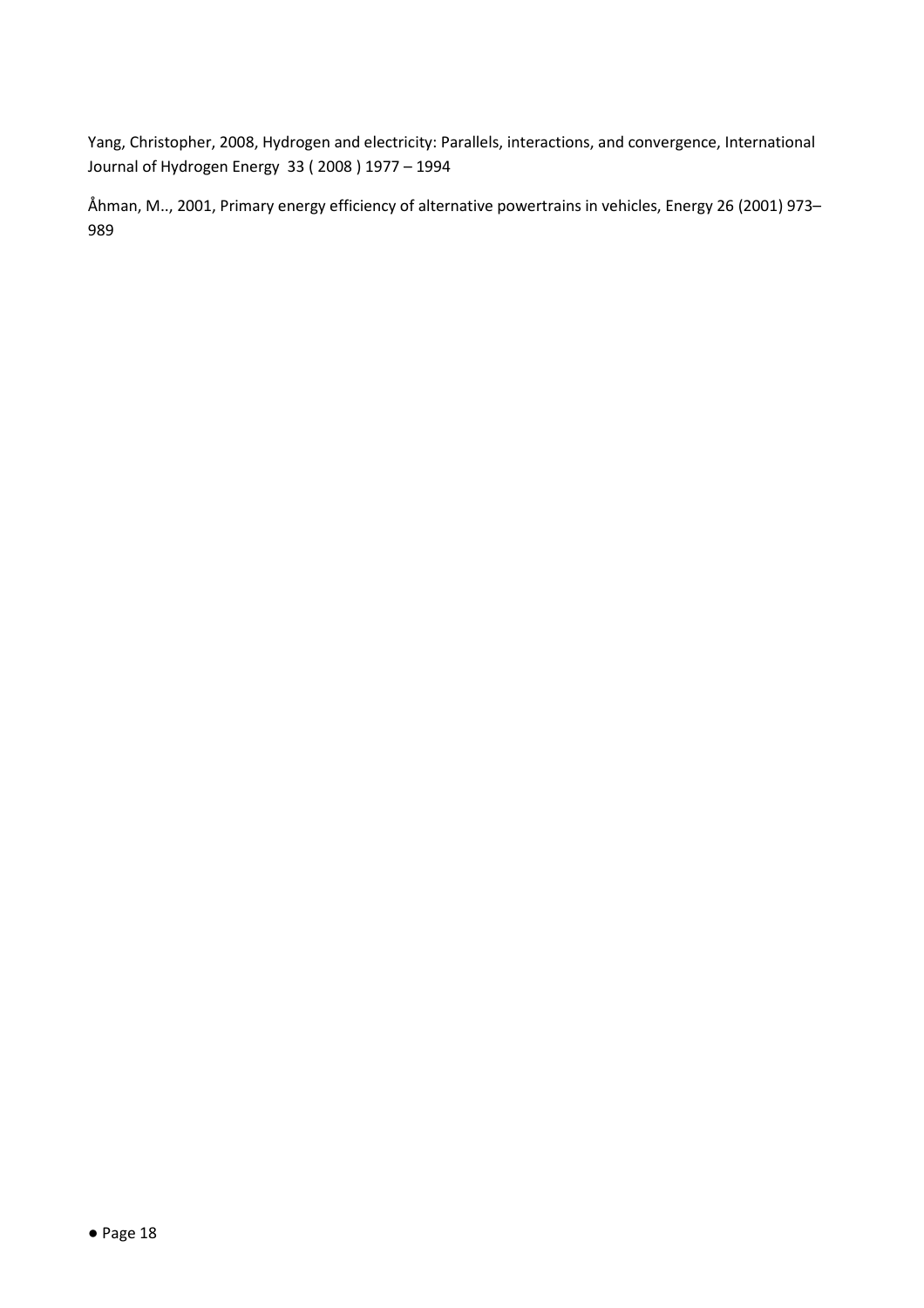Yang, Christopher, 2008, Hydrogen and electricity: Parallels, interactions, and convergence, International Journal of Hydrogen Energy 33 ( 2008 ) 1977 – 1994

Åhman, M.., 2001, Primary energy efficiency of alternative powertrains in vehicles, Energy 26 (2001) 973–989